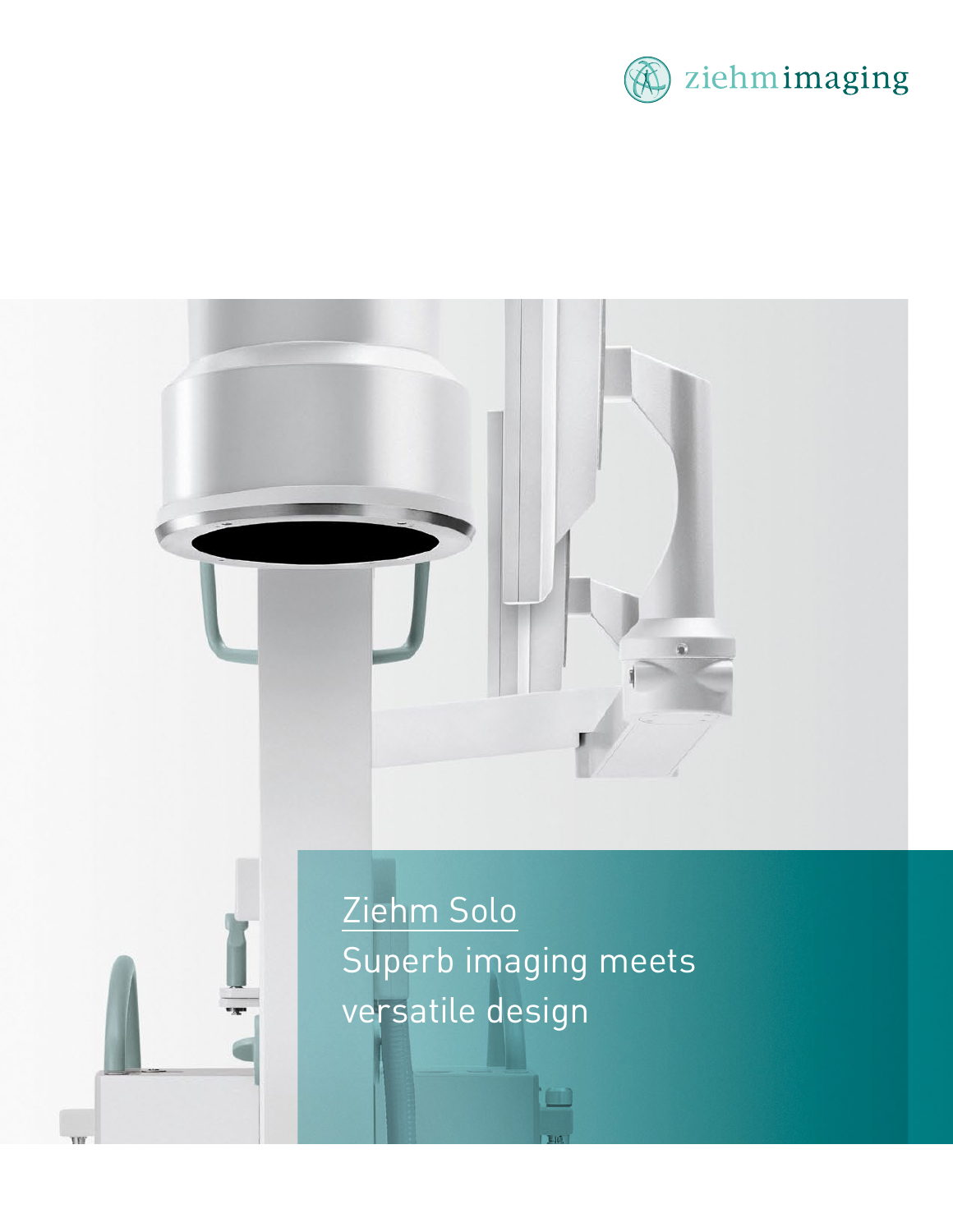ziehm imaging

# Ziehm Solo

Superb imaging meets versatile design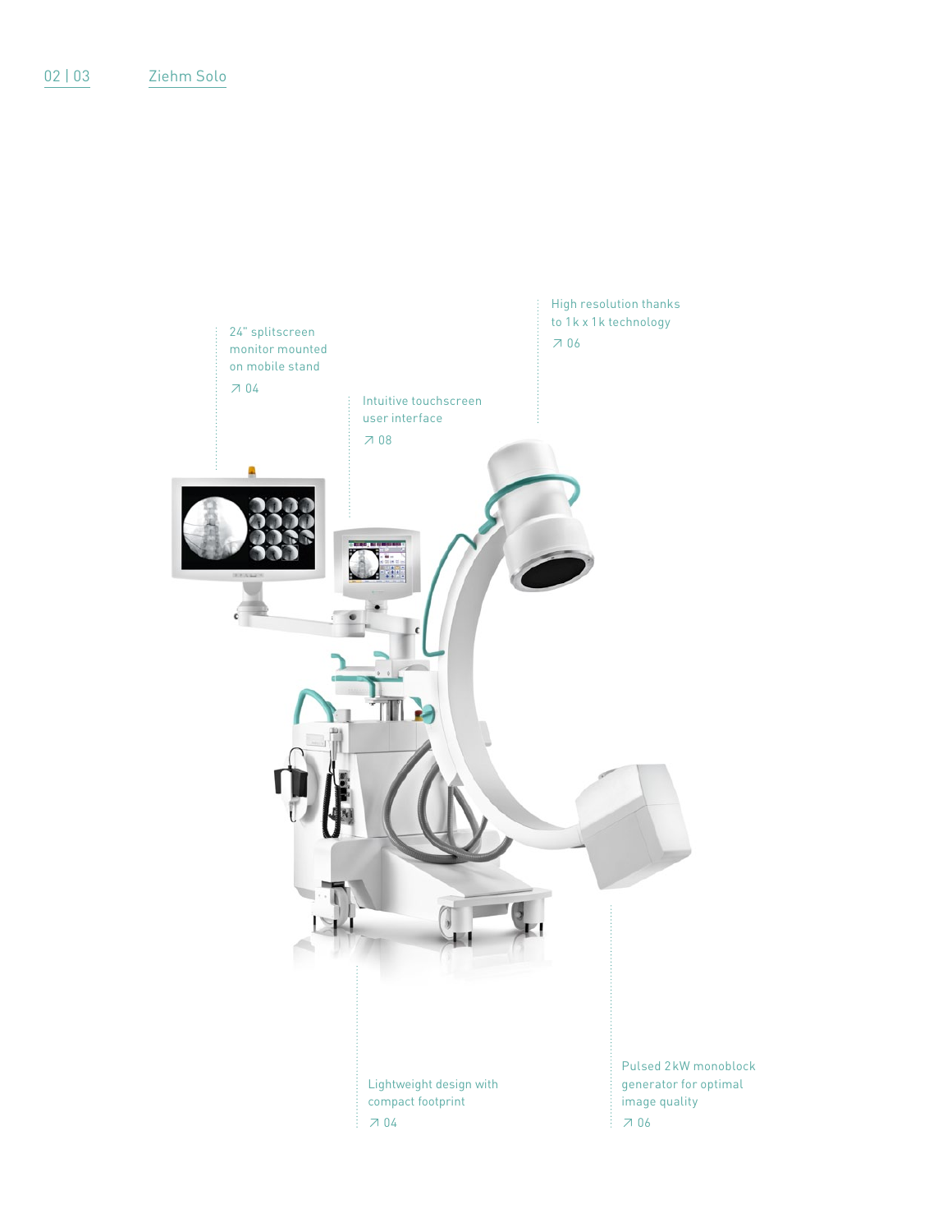24" splitscreen monitor mounted on mobile stand

↗ 04

Intuitive touchscreen user interface

↗ 08

High resolution thanks to 1k x 1k technology

↗ 06

Lightweight design with compact footprint

↗ 04

Pulsed 2 kW monoblock generator for optimal image quality

↗ 06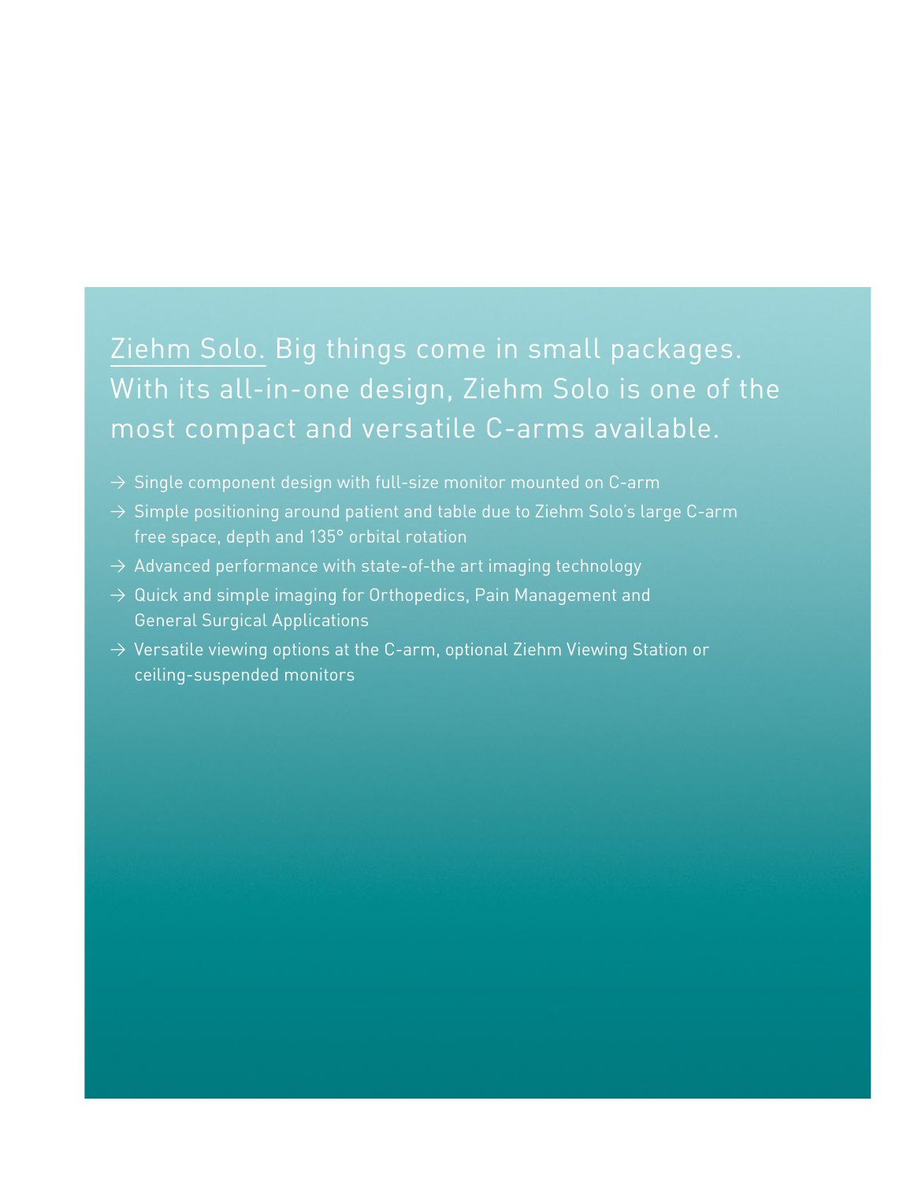## Ziehm Solo. Big things come in small packages. With its all-in-one design, Ziehm Solo is one of the most compact and versatile C-arms available.

- → Single component design with full-size monitor mounted on C-arm
- → Simple positioning around patient and table due to Ziehm Solo's large C-arm free space, depth and 135° orbital rotation
- → Advanced performance with state-of-the art imaging technology
- → Quick and simple imaging for Orthopedics, Pain Management and General Surgical Applications
- → Versatile viewing options at the C-arm, optional Ziehm Viewing Station or ceiling-suspended monitors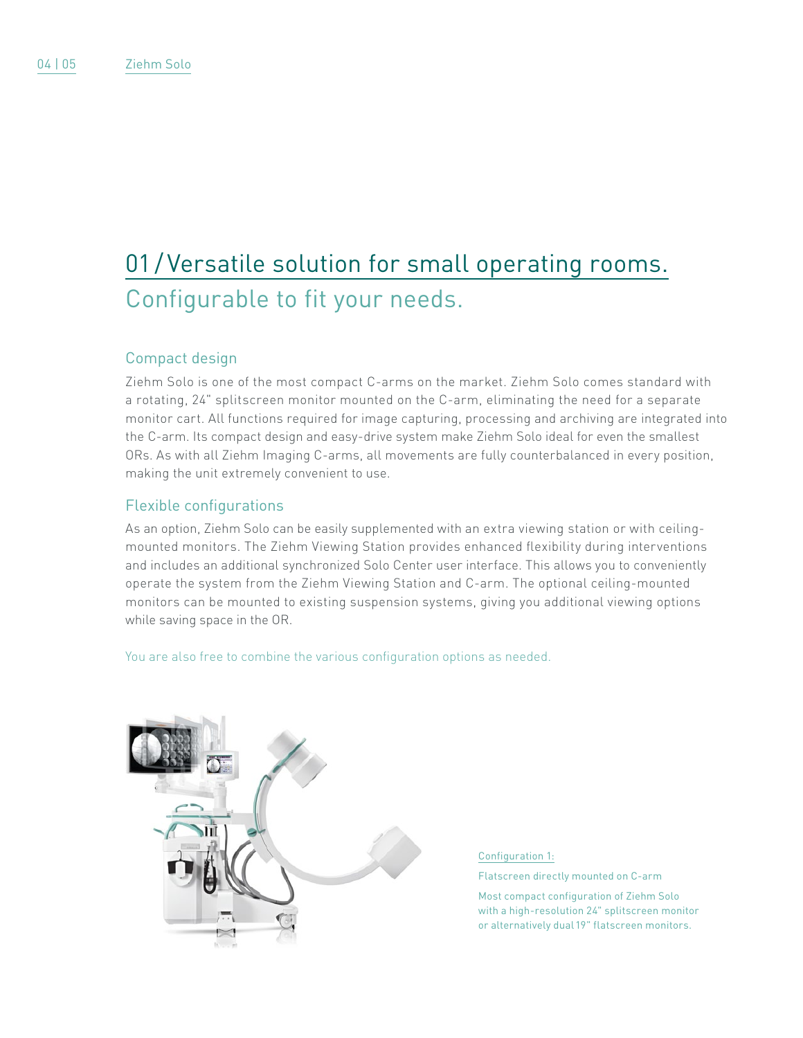# 01 / Versatile solution for small operating rooms.

## Configurable to fit your needs.

### Compact design

Ziehm Solo is one of the most compact C-arms on the market. Ziehm Solo comes standard with a rotating, 24" splitscreen monitor mounted on the C-arm, eliminating the need for a separate monitor cart. All functions required for image capturing, processing and archiving are integrated into the C-arm. Its compact design and easy-drive system make Ziehm Solo ideal for even the smallest ORs. As with all Ziehm Imaging C-arms, all movements are fully counterbalanced in every position, making the unit extremely convenient to use.

### Flexible configurations

As an option, Ziehm Solo can be easily supplemented with an extra viewing station or with ceiling-mounted monitors. The Ziehm Viewing Station provides enhanced flexibility during interventions and includes an additional synchronized Solo Center user interface. This allows you to conveniently operate the system from the Ziehm Viewing Station and C-arm. The optional ceiling-mounted monitors can be mounted to existing suspension systems, giving you additional viewing options while saving space in the OR.

You are also free to combine the various configuration options as needed.

Configuration 1:

Flatscreen directly mounted on C-arm

Most compact configuration of Ziehm Solo with a high-resolution 24" splitscreen monitor or alternatively dual 19" flatscreen monitors.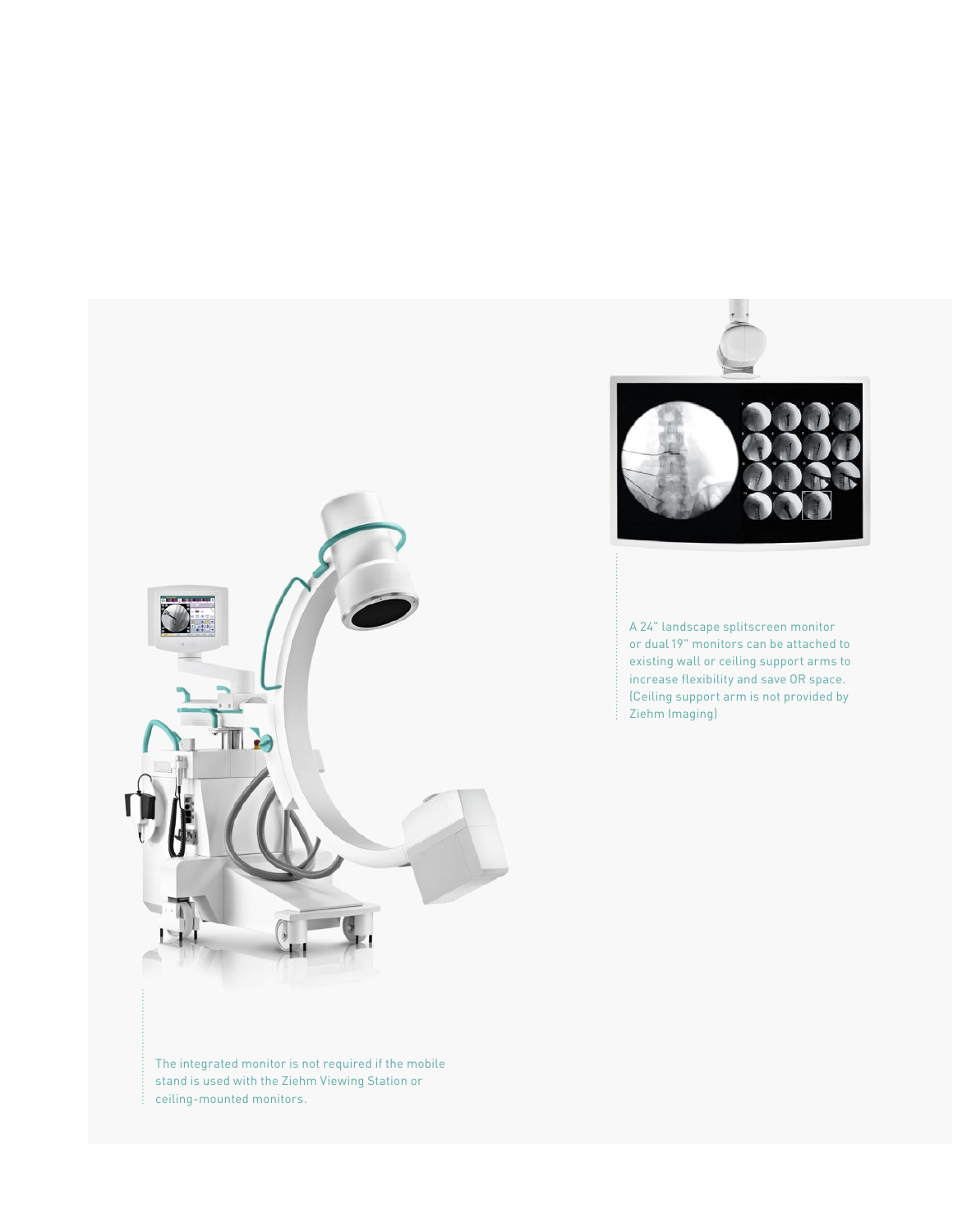A 24" landscape splitscreen monitor or dual 19" monitors can be attached to existing wall or ceiling support arms to increase flexibility and save OR space. (Ceiling support arm is not provided by Ziehm Imaging)

The integrated monitor is not required if the mobile stand is used with the Ziehm Viewing Station or ceiling-mounted monitors.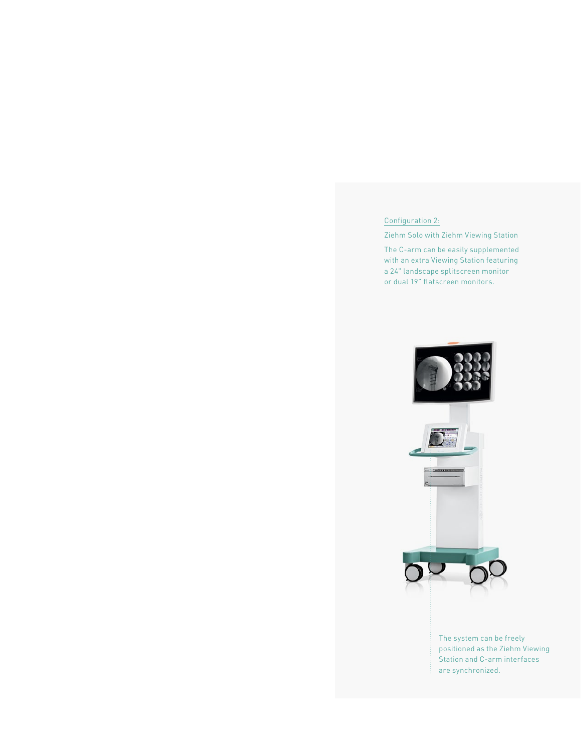Configuration 2:

Ziehm Solo with Ziehm Viewing Station

The C-arm can be easily supplemented with an extra Viewing Station featuring a 24" landscape splitscreen monitor or dual 19" flatscreen monitors.

The system can be freely positioned as the Ziehm Viewing Station and C-arm interfaces are synchronized.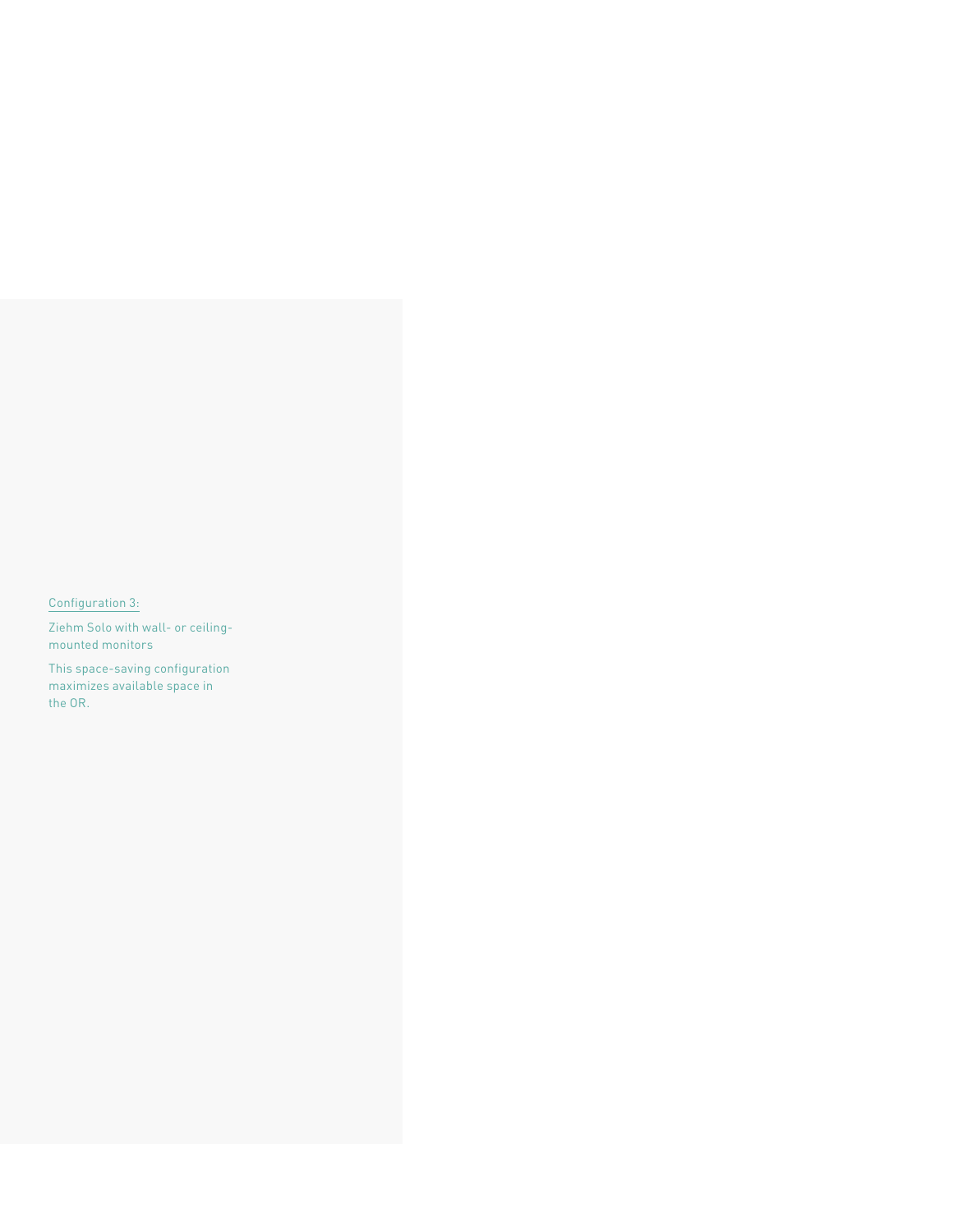Configuration 3:

Ziehm Solo with wall- or ceiling-mounted monitors

This space-saving configuration maximizes available space in the OR.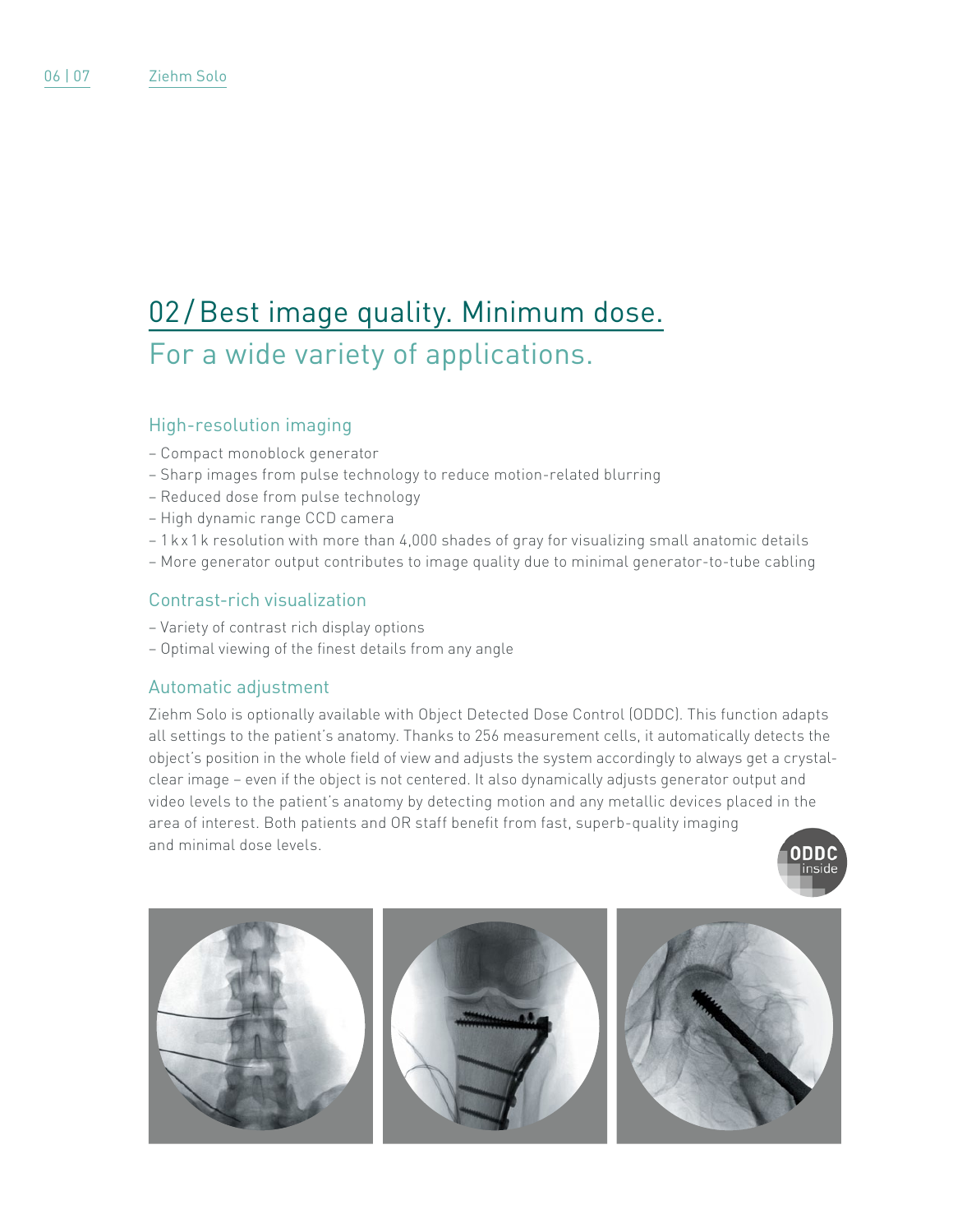## 02 / Best image quality. Minimum dose.

For a wide variety of applications.

### High-resolution imaging

- Compact monoblock generator
- Sharp images from pulse technology to reduce motion-related blurring
- Reduced dose from pulse technology
- High dynamic range CCD camera
- 1 k x 1 k resolution with more than 4,000 shades of gray for visualizing small anatomic details
- More generator output contributes to image quality due to minimal generator-to-tube cabling

### Contrast-rich visualization

- Variety of contrast rich display options
- Optimal viewing of the finest details from any angle

### Automatic adjustment

Ziehm Solo is optionally available with Object Detected Dose Control (ODDC). This function adapts all settings to the patient's anatomy. Thanks to 256 measurement cells, it automatically detects the object's position in the whole field of view and adjusts the system accordingly to always get a crystal-clear image – even if the object is not centered. It also dynamically adjusts generator output and video levels to the patient's anatomy by detecting motion and any metallic devices placed in the area of interest. Both patients and OR staff benefit from fast, superb-quality imaging and minimal dose levels.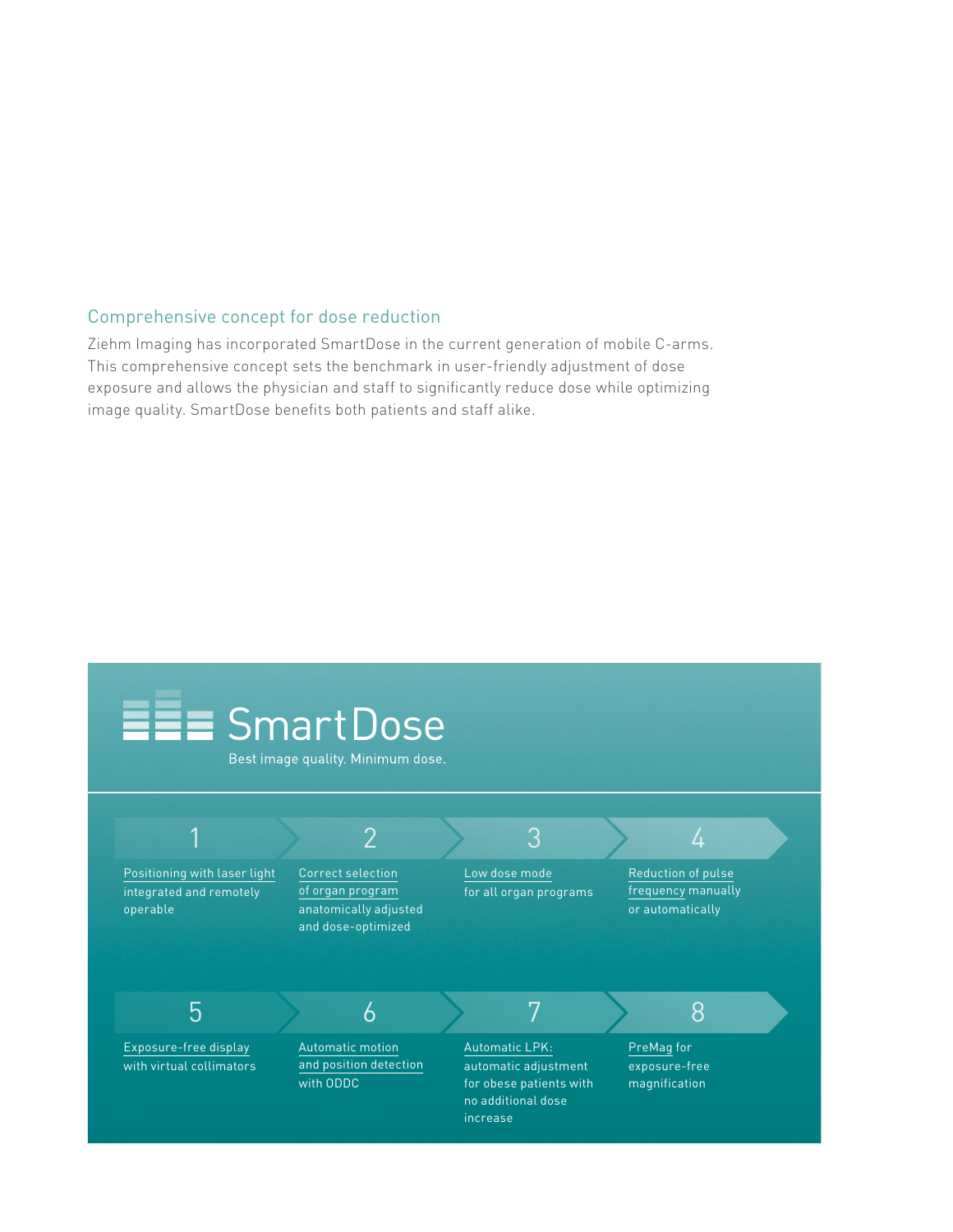## Comprehensive concept for dose reduction

Ziehm Imaging has incorporated SmartDose in the current generation of mobile C-arms. This comprehensive concept sets the benchmark in user-friendly adjustment of dose exposure and allows the physician and staff to significantly reduce dose while optimizing image quality. SmartDose benefits both patients and staff alike.

## SmartDose

Best image quality. Minimum dose.

1. **Positioning with laser light** integrated and remotely operable
2. **Correct selection of organ program** anatomically adjusted and dose-optimized
3. **Low dose mode** for all organ programs
4. **Reduction of pulse frequency** manually or automatically
5. **Exposure-free display** with virtual collimators
6. **Automatic motion and position detection** with ODDC
7. **Automatic LPK:** automatic adjustment for obese patients with no additional dose increase
8. **PreMag** for exposure-free magnification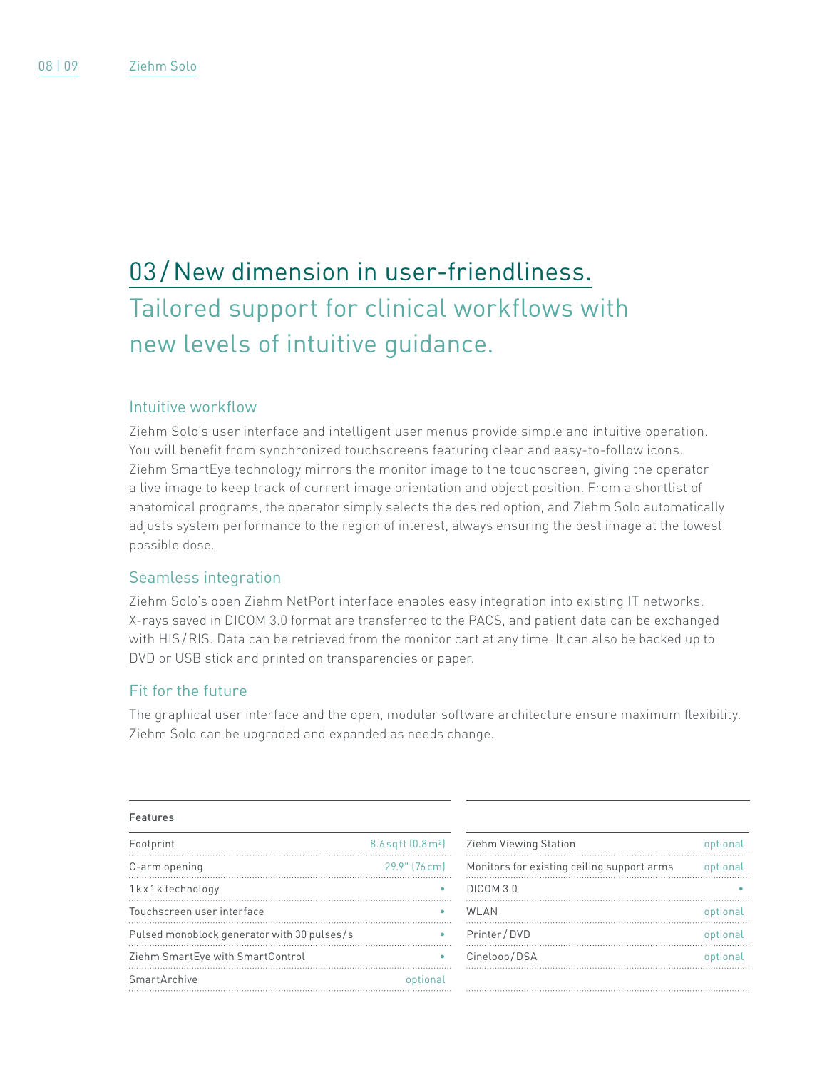# 03 / New dimension in user-friendliness.

## Tailored support for clinical workflows with new levels of intuitive guidance.

### Intuitive workflow

Ziehm Solo's user interface and intelligent user menus provide simple and intuitive operation. You will benefit from synchronized touchscreens featuring clear and easy-to-follow icons. Ziehm SmartEye technology mirrors the monitor image to the touchscreen, giving the operator a live image to keep track of current image orientation and object position. From a shortlist of anatomical programs, the operator simply selects the desired option, and Ziehm Solo automatically adjusts system performance to the region of interest, always ensuring the best image at the lowest possible dose.

### Seamless integration

Ziehm Solo's open Ziehm NetPort interface enables easy integration into existing IT networks. X-rays saved in DICOM 3.0 format are transferred to the PACS, and patient data can be exchanged with HIS / RIS. Data can be retrieved from the monitor cart at any time. It can also be backed up to DVD or USB stick and printed on transparencies or paper.

### Fit for the future

The graphical user interface and the open, modular software architecture ensure maximum flexibility. Ziehm Solo can be upgraded and expanded as needs change.

| Features | |
|---|---|
| Footprint | 8.6 sq ft (0.8 m²) |
| C-arm opening | 29.9" (76 cm) |
| 1 k x 1 k technology | • |
| Touchscreen user interface | • |
| Pulsed monoblock generator with 30 pulses/s | • |
| Ziehm SmartEye with SmartControl | • |
| SmartArchive | optional |
| Ziehm Viewing Station | optional |
| Monitors for existing ceiling support arms | optional |
| DICOM 3.0 | • |
| WLAN | optional |
| Printer / DVD | optional |
| Cineloop / DSA | optional |